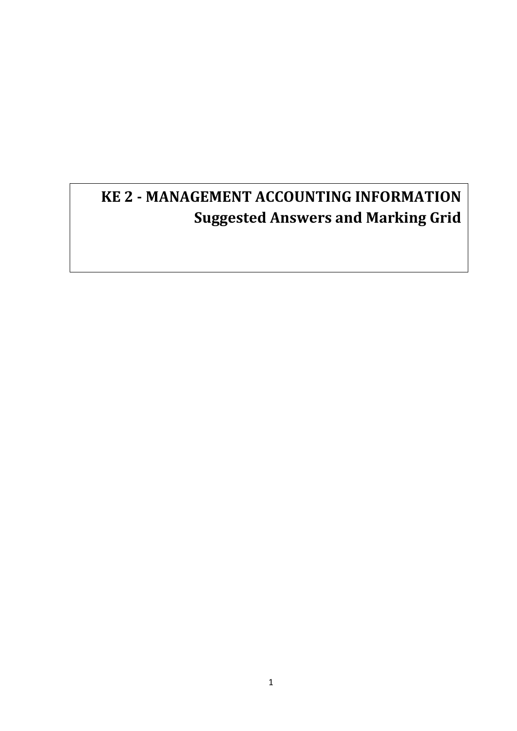# KE 2 - MANAGEMENT ACCOUNTING INFORMATION

## Suggested Answers and Marking Grid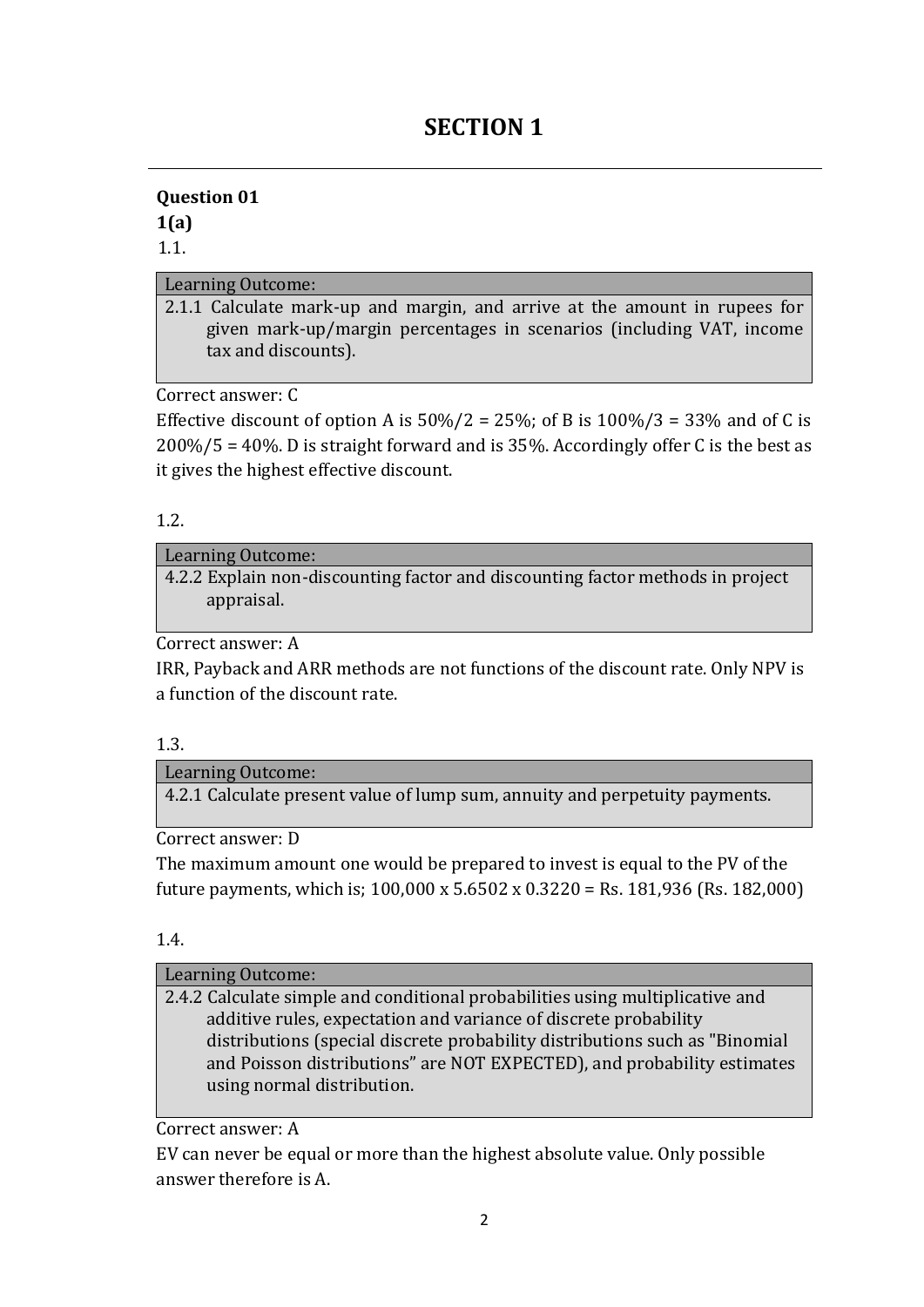# SECTION 1

**Question 01**

**1(a)**

1.1.

| Learning Outcome: |
| --- |
| 2.1.1 Calculate mark-up and margin, and arrive at the amount in rupees for given mark-up/margin percentages in scenarios (including VAT, income tax and discounts). |

Correct answer: C

Effective discount of option A is 50%/2 = 25%; of B is 100%/3 = 33% and of C is 200%/5 = 40%. D is straight forward and is 35%. Accordingly offer C is the best as it gives the highest effective discount.

1.2.

| Learning Outcome: |
| --- |
| 4.2.2 Explain non-discounting factor and discounting factor methods in project appraisal. |

Correct answer: A

IRR, Payback and ARR methods are not functions of the discount rate. Only NPV is a function of the discount rate.

1.3.

| Learning Outcome: |
| --- |
| 4.2.1 Calculate present value of lump sum, annuity and perpetuity payments. |

Correct answer: D

The maximum amount one would be prepared to invest is equal to the PV of the future payments, which is; 100,000 x 5.6502 x 0.3220 = Rs. 181,936 (Rs. 182,000)

1.4.

| Learning Outcome: |
| --- |
| 2.4.2 Calculate simple and conditional probabilities using multiplicative and additive rules, expectation and variance of discrete probability distributions (special discrete probability distributions such as "Binomial and Poisson distributions" are NOT EXPECTED), and probability estimates using normal distribution. |

Correct answer: A

EV can never be equal or more than the highest absolute value. Only possible answer therefore is A.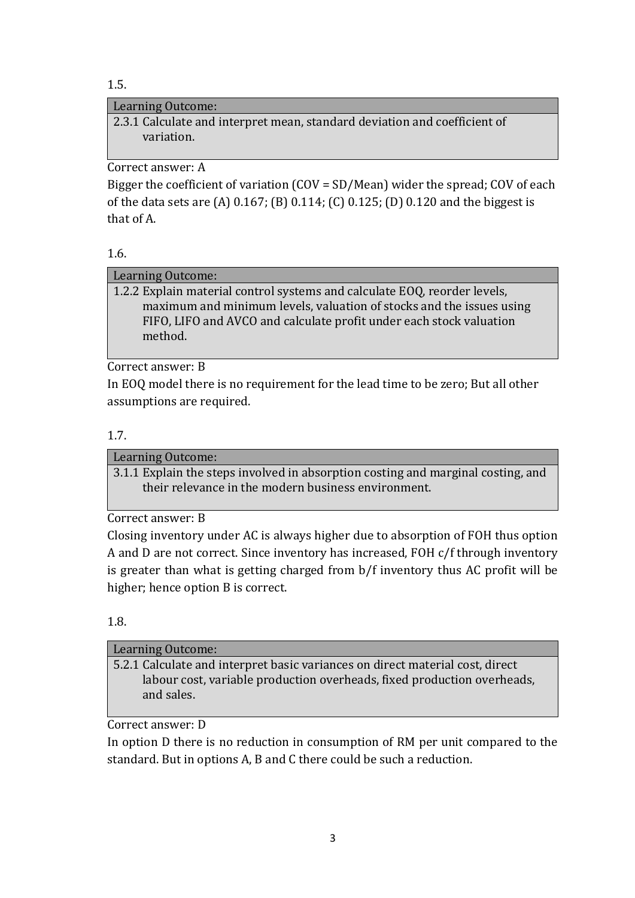1.5.

| Learning Outcome: |
| --- |
| 2.3.1 Calculate and interpret mean, standard deviation and coefficient of variation. |

Correct answer: A

Bigger the coefficient of variation (COV = SD/Mean) wider the spread; COV of each of the data sets are (A) 0.167; (B) 0.114; (C) 0.125; (D) 0.120 and the biggest is that of A.

1.6.

| Learning Outcome: |
| --- |
| 1.2.2 Explain material control systems and calculate EOQ, reorder levels, maximum and minimum levels, valuation of stocks and the issues using FIFO, LIFO and AVCO and calculate profit under each stock valuation method. |

Correct answer: B

In EOQ model there is no requirement for the lead time to be zero; But all other assumptions are required.

1.7.

| Learning Outcome: |
| --- |
| 3.1.1 Explain the steps involved in absorption costing and marginal costing, and their relevance in the modern business environment. |

Correct answer: B

Closing inventory under AC is always higher due to absorption of FOH thus option A and D are not correct. Since inventory has increased, FOH c/f through inventory is greater than what is getting charged from b/f inventory thus AC profit will be higher; hence option B is correct.

1.8.

| Learning Outcome: |
| --- |
| 5.2.1 Calculate and interpret basic variances on direct material cost, direct labour cost, variable production overheads, fixed production overheads, and sales. |

Correct answer: D

In option D there is no reduction in consumption of RM per unit compared to the standard. But in options A, B and C there could be such a reduction.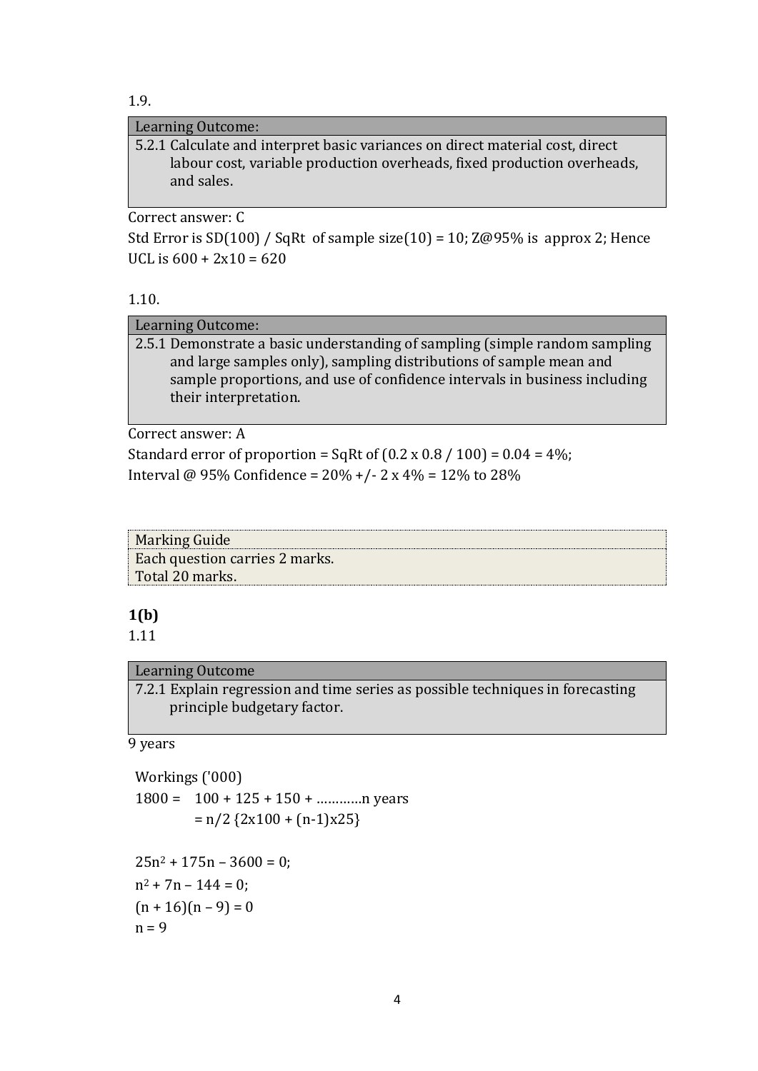1.9.

| Learning Outcome: |
| --- |
| 5.2.1 Calculate and interpret basic variances on direct material cost, direct labour cost, variable production overheads, fixed production overheads, and sales. |

Correct answer: C

Std Error is SD(100) / SqRt of sample size(10) = 10; Z@95% is approx 2; Hence UCL is 600 + 2x10 = 620

1.10.

| Learning Outcome: |
| --- |
| 2.5.1 Demonstrate a basic understanding of sampling (simple random sampling and large samples only), sampling distributions of sample mean and sample proportions, and use of confidence intervals in business including their interpretation. |

Correct answer: A

Standard error of proportion = SqRt of (0.2 x 0.8 / 100) = 0.04 = 4%;

Interval @ 95% Confidence = 20% +/- 2 x 4% = 12% to 28%

| Marking Guide |
| --- |
| Each question carries 2 marks. Total 20 marks. |

**1(b)**

1.11

| Learning Outcome |
| --- |
| 7.2.1 Explain regression and time series as possible techniques in forecasting principle budgetary factor. |

9 years

Workings ('000)

1800 = 100 + 125 + 150 + …………n years

= n/2 {2x100 + (n-1)x25}

$25n^2 + 175n - 3600 = 0$;

$n^2 + 7n - 144 = 0$;

$(n + 16)(n - 9) = 0$

$n = 9$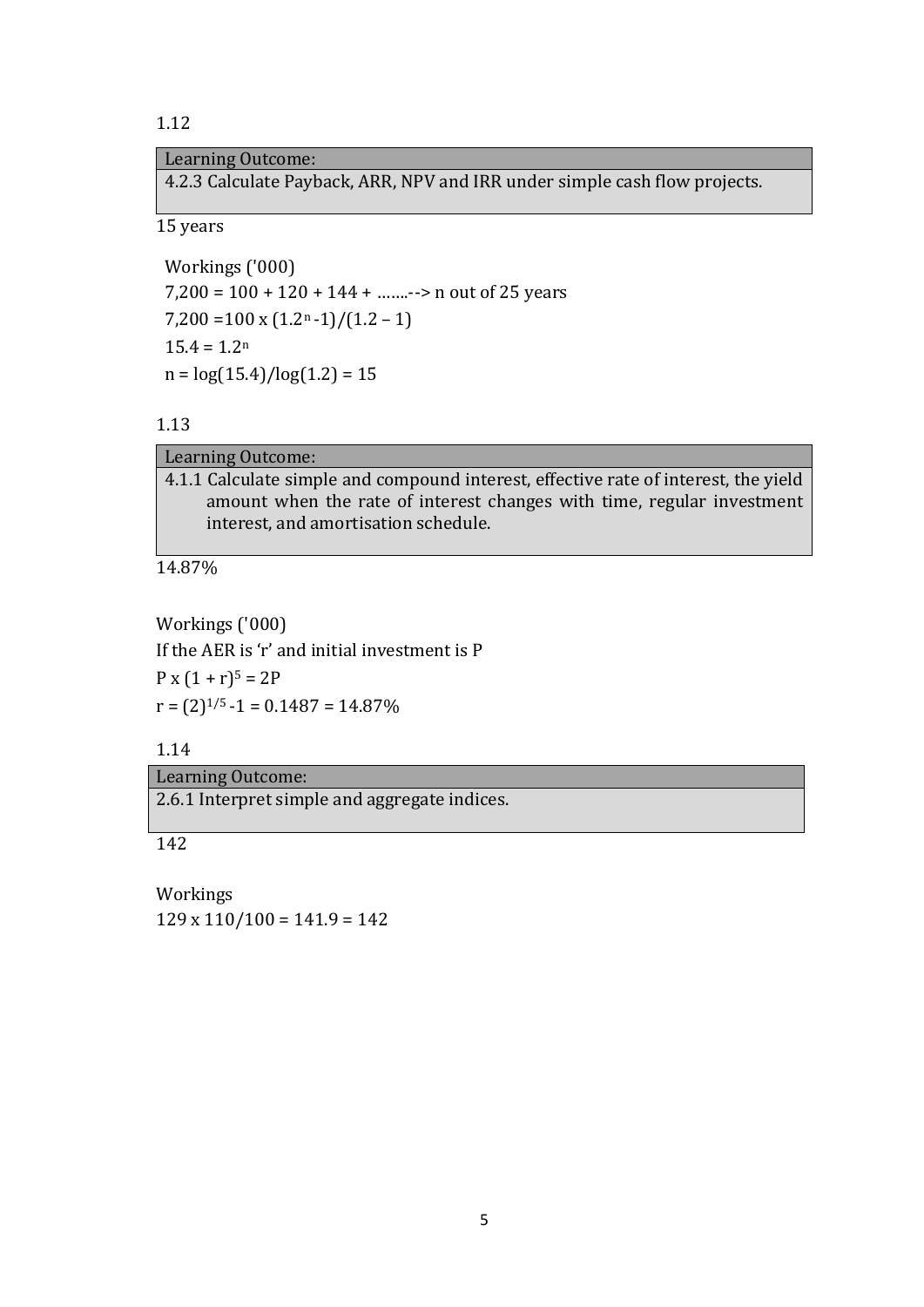1.12

| Learning Outcome: |
| --- |
| 4.2.3 Calculate Payback, ARR, NPV and IRR under simple cash flow projects. |

15 years

Workings ('000)

7,200 = 100 + 120 + 144 + …….--> n out of 25 years

7,200 = $100 \times (1.2^n - 1)/(1.2 - 1)$

$15.4 = 1.2^n$

$n = \log(15.4)/\log(1.2) = 15$

1.13

| Learning Outcome: |
| --- |
| 4.1.1 Calculate simple and compound interest, effective rate of interest, the yield amount when the rate of interest changes with time, regular investment interest, and amortisation schedule. |

14.87%

Workings ('000)

If the AER is 'r' and initial investment is P

$P \times (1 + r)^5 = 2P$

$r = (2)^{1/5} - 1 = 0.1487 = 14.87\%$

1.14

| Learning Outcome: |
| --- |
| 2.6.1 Interpret simple and aggregate indices. |

142

Workings

129 x 110/100 = 141.9 = 142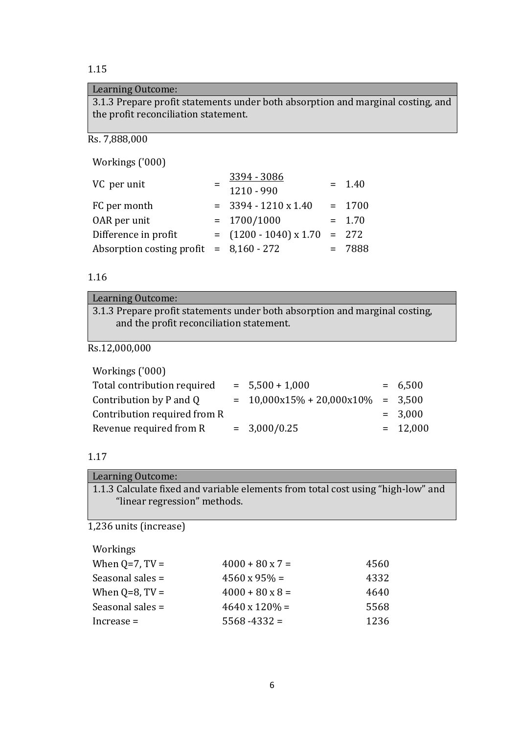1.15

| Learning Outcome: |
| --- |
| 3.1.3 Prepare profit statements under both absorption and marginal costing, and the profit reconciliation statement. |

Rs. 7,888,000

Workings ('000)

| | | | | |
| --- | --- | --- | --- | --- |
| VC per unit | = | $\frac{3394 - 3086}{1210 - 990}$ | = | 1.40 |
| FC per month | = | 3394 - 1210 x 1.40 | = | 1700 |
| OAR per unit | = | 1700/1000 | = | 1.70 |
| Difference in profit | = | (1200 - 1040) x 1.70 | = | 272 |
| Absorption costing profit | = | 8,160 - 272 | = | 7888 |

1.16

| Learning Outcome: |
| --- |
| 3.1.3 Prepare profit statements under both absorption and marginal costing, and the profit reconciliation statement. |

Rs.12,000,000

Workings ('000)

| | | | | |
| --- | --- | --- | --- | --- |
| Total contribution required | = | 5,500 + 1,000 | = | 6,500 |
| Contribution by P and Q | = | 10,000x15% + 20,000x10% | = | 3,500 |
| Contribution required from R | | | = | 3,000 |
| Revenue required from R | = | 3,000/0.25 | = | 12,000 |

1.17

| Learning Outcome: |
| --- |
| 1.1.3 Calculate fixed and variable elements from total cost using “high-low” and “linear regression” methods. |

1,236 units (increase)

Workings

| | | |
| --- | --- | --- |
| When Q=7, TV = | 4000 + 80 x 7 = | 4560 |
| Seasonal sales = | 4560 x 95% = | 4332 |
| When Q=8, TV = | 4000 + 80 x 8 = | 4640 |
| Seasonal sales = | 4640 x 120% = | 5568 |
| Increase = | 5568 -4332 = | 1236 |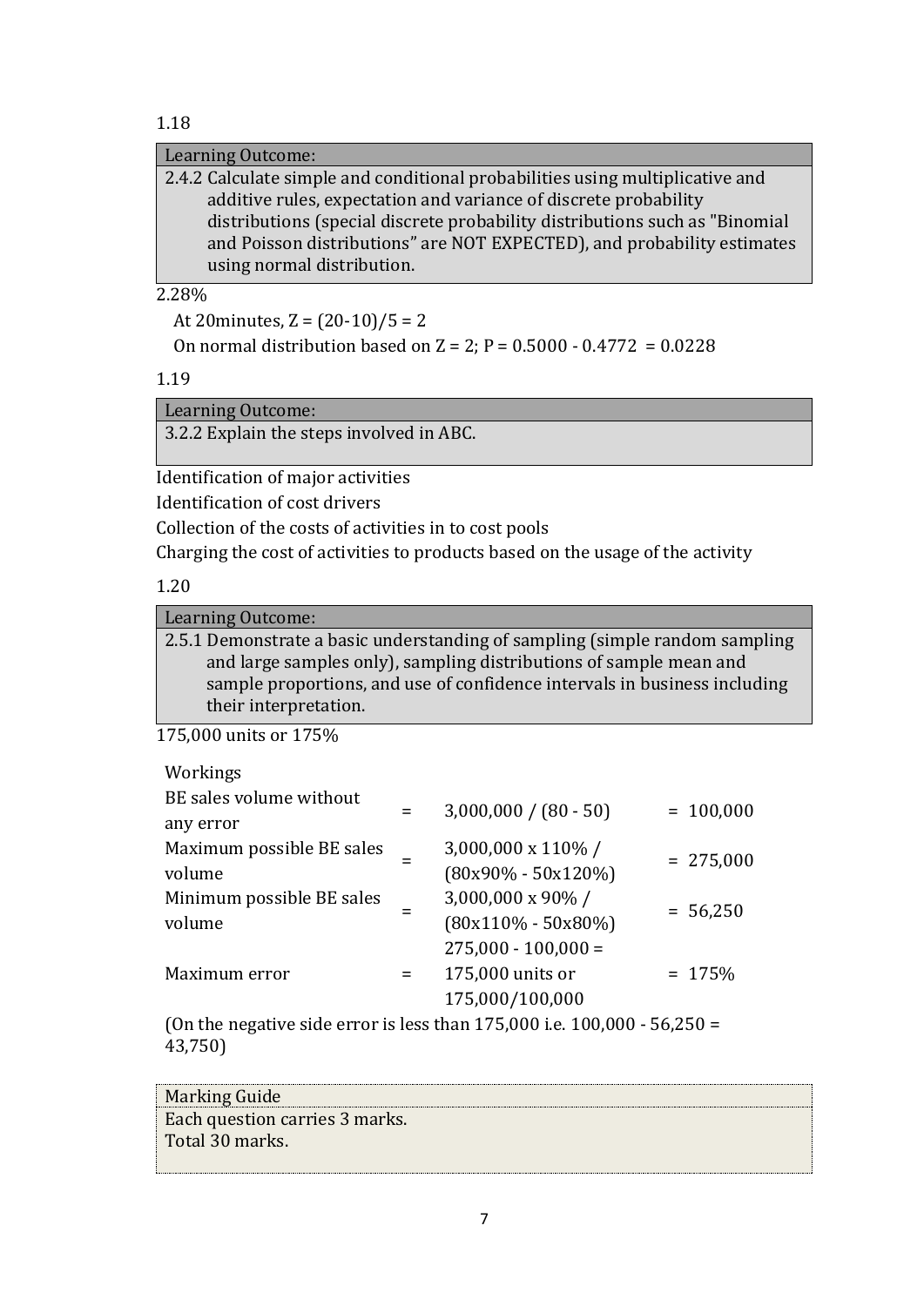1.18

| Learning Outcome: |
| --- |
| 2.4.2 Calculate simple and conditional probabilities using multiplicative and additive rules, expectation and variance of discrete probability distributions (special discrete probability distributions such as "Binomial and Poisson distributions" are NOT EXPECTED), and probability estimates using normal distribution. |

2.28%

At 20minutes, $Z = (20-10)/5 = 2$

On normal distribution based on $Z = 2$; $P = 0.5000 - 0.4772 = 0.0228$

1.19

| Learning Outcome: |
| --- |
| 3.2.2 Explain the steps involved in ABC. |

Identification of major activities

Identification of cost drivers

Collection of the costs of activities in to cost pools

Charging the cost of activities to products based on the usage of the activity

1.20

| Learning Outcome: |
| --- |
| 2.5.1 Demonstrate a basic understanding of sampling (simple random sampling and large samples only), sampling distributions of sample mean and sample proportions, and use of confidence intervals in business including their interpretation. |

175,000 units or 175%

Workings

| | | | |
| --- | --- | --- | --- |
| BE sales volume without any error | = | 3,000,000 / (80 - 50) | = 100,000 |
| Maximum possible BE sales volume | = | 3,000,000 x 110% / (80x90% - 50x120%) | = 275,000 |
| Minimum possible BE sales volume | = | 3,000,000 x 90% / (80x110% - 50x80%) | = 56,250 |
| Maximum error | = | 275,000 - 100,000 = 175,000 units or 175,000/100,000 | = 175% |

(On the negative side error is less than 175,000 i.e. 100,000 - 56,250 = 43,750)

| Marking Guide |
| --- |
| Each question carries 3 marks.<br>Total 30 marks. |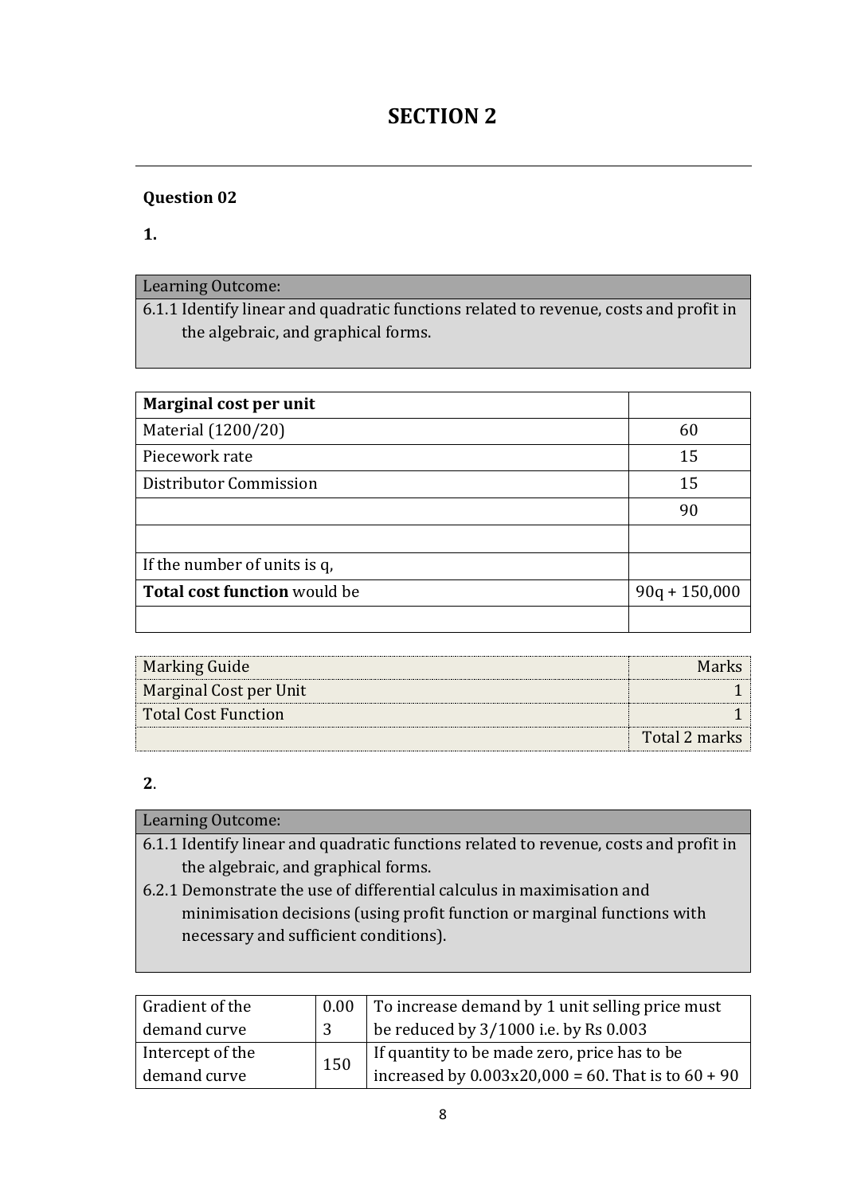# SECTION 2

---

**Question 02**

**1.**

| Learning Outcome: |
|---|
| 6.1.1 Identify linear and quadratic functions related to revenue, costs and profit in the algebraic, and graphical forms. |

| **Marginal cost per unit** | |
|---|---|
| Material (1200/20) | 60 |
| Piecework rate | 15 |
| Distributor Commission | 15 |
| | 90 |
| | |
| If the number of units is q, | |
| **Total cost function** would be | 90q + 150,000 |
| | |

| Marking Guide | Marks |
|---|---|
| Marginal Cost per Unit | 1 |
| Total Cost Function | 1 |
| | Total 2 marks |

**2**.

| Learning Outcome: |
|---|
| 6.1.1 Identify linear and quadratic functions related to revenue, costs and profit in the algebraic, and graphical forms.<br>6.2.1 Demonstrate the use of differential calculus in maximisation and minimisation decisions (using profit function or marginal functions with necessary and sufficient conditions). |

| | | |
|---|---|---|
| Gradient of the demand curve | 0.003 | To increase demand by 1 unit selling price must be reduced by 3/1000 i.e. by Rs 0.003 |
| Intercept of the demand curve | 150 | If quantity to be made zero, price has to be increased by 0.003x20,000 = 60. That is to 60 + 90 |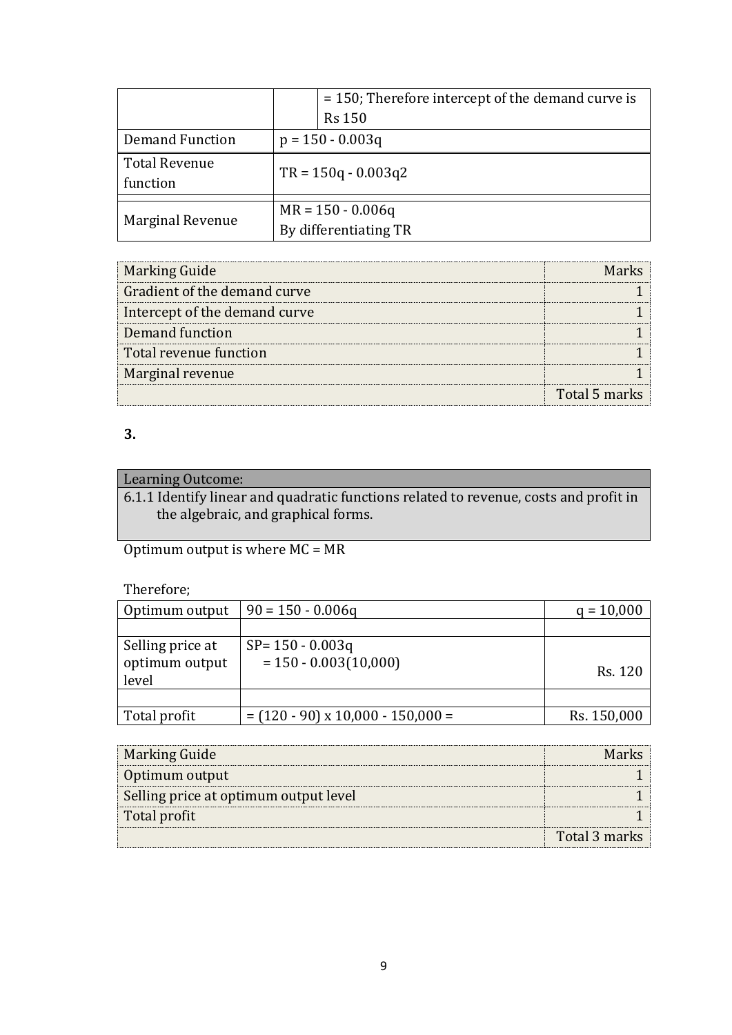| | | |
|---|---|---|
| | | = 150; Therefore intercept of the demand curve is Rs 150 |
| Demand Function | $p = 150 - 0.003q$ | |
| Total Revenue function | $TR = 150q - 0.003q^2$ | |
| Marginal Revenue | $MR = 150 - 0.006q$ By differentiating TR | |

| Marking Guide | Marks |
|---|---|
| Gradient of the demand curve | 1 |
| Intercept of the demand curve | 1 |
| Demand function | 1 |
| Total revenue function | 1 |
| Marginal revenue | 1 |
| | Total 5 marks |

**3.**

| Learning Outcome: |
|---|
| 6.1.1 Identify linear and quadratic functions related to revenue, costs and profit in the algebraic, and graphical forms. |

Optimum output is where MC = MR

Therefore;

| | | |
|---|---|---|
| Optimum output | $90 = 150 - 0.006q$ | $q = 10{,}000$ |
| | | |
| Selling price at optimum output level | $SP = 150 - 0.003q$ $= 150 - 0.003(10{,}000)$ | Rs. 120 |
| | | |
| Total profit | $= (120 - 90) \times 10{,}000 - 150{,}000 =$ | Rs. 150,000 |

| Marking Guide | Marks |
|---|---|
| Optimum output | 1 |
| Selling price at optimum output level | 1 |
| Total profit | 1 |
| | Total 3 marks |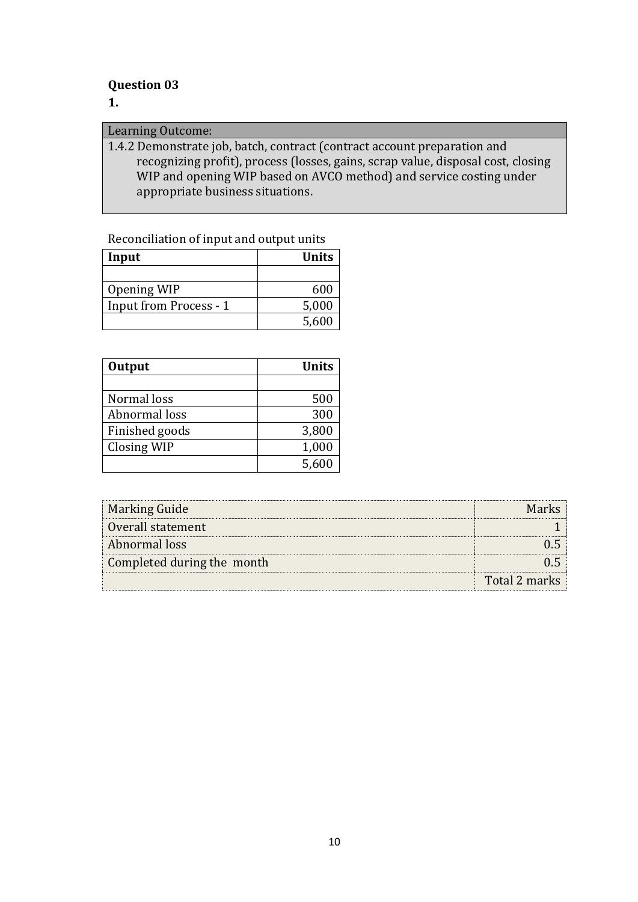**Question 03**

**1.**

| Learning Outcome: |
|---|
| 1.4.2 Demonstrate job, batch, contract (contract account preparation and recognizing profit), process (losses, gains, scrap value, disposal cost, closing WIP and opening WIP based on AVCO method) and service costing under appropriate business situations. |

Reconciliation of input and output units

| Input | Units |
|---|---:|
| | |
| Opening WIP | 600 |
| Input from Process - 1 | 5,000 |
| | 5,600 |

| Output | Units |
|---|---:|
| | |
| Normal loss | 500 |
| Abnormal loss | 300 |
| Finished goods | 3,800 |
| Closing WIP | 1,000 |
| | 5,600 |

| Marking Guide | Marks |
|---|---:|
| Overall statement | 1 |
| Abnormal loss | 0.5 |
| Completed during the month | 0.5 |
| | Total 2 marks |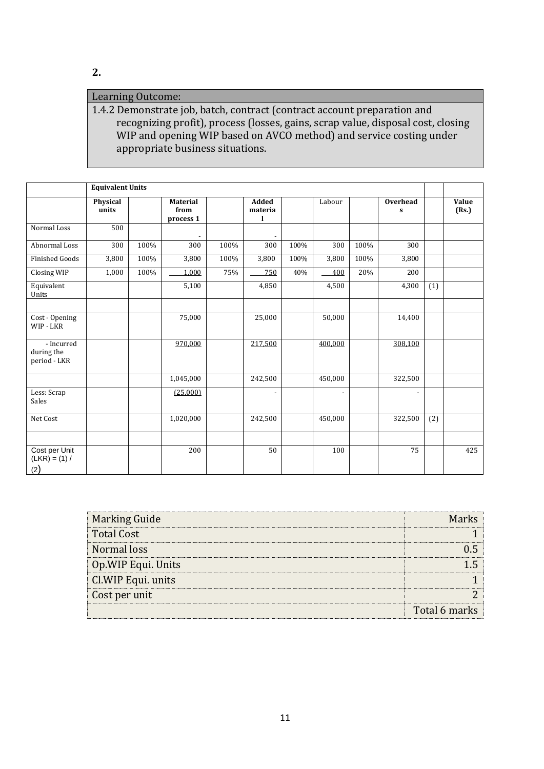**2.**

| Learning Outcome: |
|---|
| 1.4.2 Demonstrate job, batch, contract (contract account preparation and recognizing profit), process (losses, gains, scrap value, disposal cost, closing WIP and opening WIP based on AVCO method) and service costing under appropriate business situations. |

| | **Equivalent Units** | | | | | | | | | | |
|---|---|---|---|---|---|---|---|---|---|---|---|
| | **Physical units** | | **Material from process 1** | | **Added material** | | Labour | | **Overheads** | | **Value (Rs.)** |
| Normal Loss | 500 | | - | | - | | | | | | |
| Abnormal Loss | 300 | 100% | 300 | 100% | 300 | 100% | 300 | 100% | 300 | | |
| Finished Goods | 3,800 | 100% | 3,800 | 100% | 3,800 | 100% | 3,800 | 100% | 3,800 | | |
| Closing WIP | 1,000 | 100% | 1,000 | 75% | 750 | 40% | 400 | 20% | 200 | | |
| Equivalent Units | | | 5,100 | | 4,850 | | 4,500 | | 4,300 | (1) | |
| | | | | | | | | | | | |
| Cost - Opening WIP - LKR | | | 75,000 | | 25,000 | | 50,000 | | 14,400 | | |
| - Incurred during the period - LKR | | | 970,000 | | 217,500 | | 400,000 | | 308,100 | | |
| | | | 1,045,000 | | 242,500 | | 450,000 | | 322,500 | | |
| Less: Scrap Sales | | | (25,000) | | - | | - | | - | | |
| Net Cost | | | 1,020,000 | | 242,500 | | 450,000 | | 322,500 | (2) | |
| | | | | | | | | | | | |
| Cost per Unit (LKR) = (1) / (2) | | | 200 | | 50 | | 100 | | 75 | | 425 |

| Marking Guide | Marks |
|---|---|
| Total Cost | 1 |
| Normal loss | 0.5 |
| Op.WIP Equi. Units | 1.5 |
| Cl.WIP Equi. units | 1 |
| Cost per unit | 2 |
| | Total 6 marks |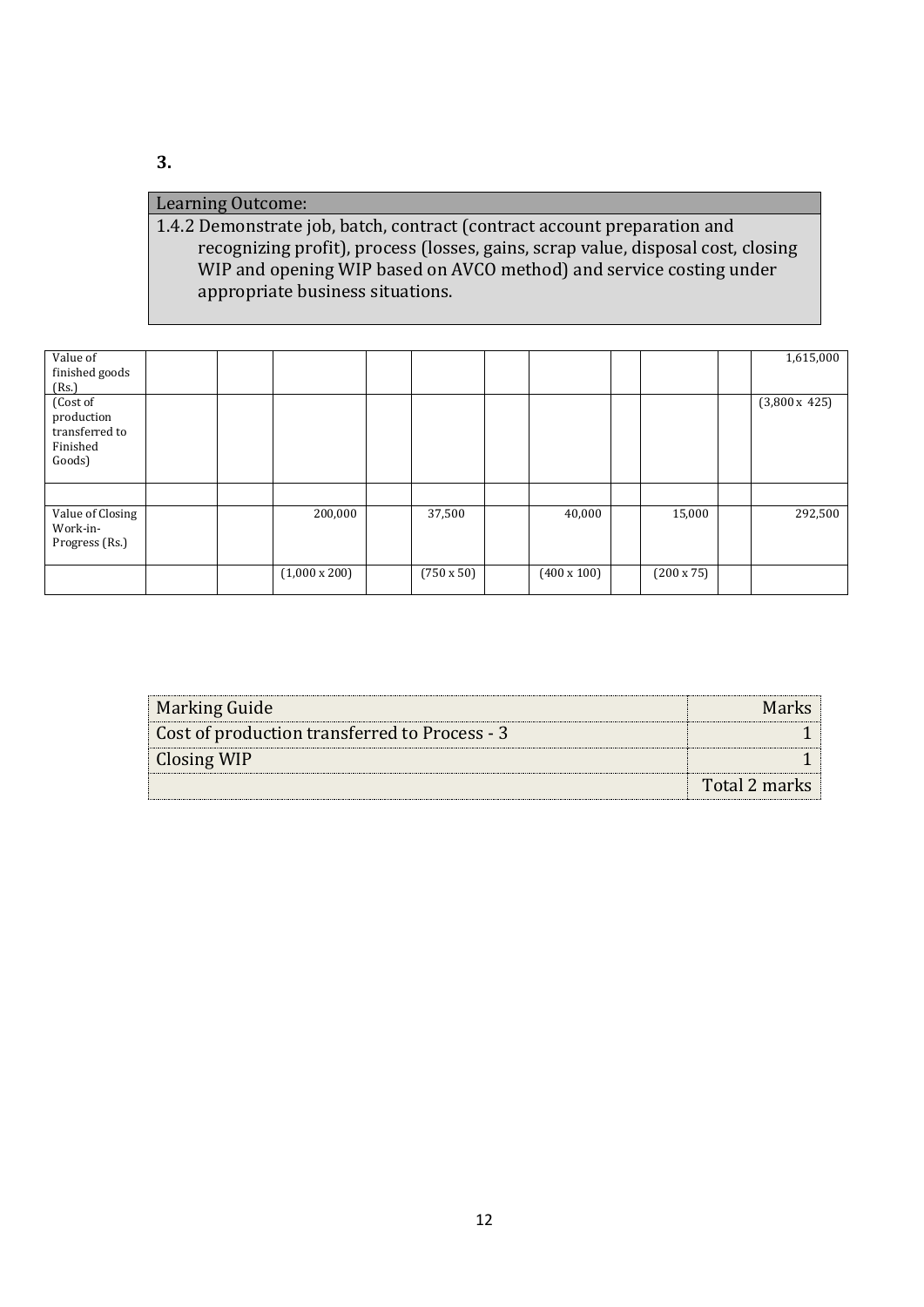**3.**

| Learning Outcome: |
| --- |
| 1.4.2 Demonstrate job, batch, contract (contract account preparation and recognizing profit), process (losses, gains, scrap value, disposal cost, closing WIP and opening WIP based on AVCO method) and service costing under appropriate business situations. |

| | | | | | | | | | | | |
| --- | --- | --- | --- | --- | --- | --- | --- | --- | --- | --- | --- |
| Value of finished goods (Rs.) | | | | | | | | | | | 1,615,000 |
| (Cost of production transferred to Finished Goods) | | | | | | | | | | | (3,800 x 425) |
| | | | | | | | | | | | |
| Value of Closing Work-in-Progress (Rs.) | | | 200,000 | | 37,500 | | 40,000 | | 15,000 | | 292,500 |
| | | | (1,000 x 200) | | (750 x 50) | | (400 x 100) | | (200 x 75) | | |

| Marking Guide | Marks |
| --- | --- |
| Cost of production transferred to Process - 3 | 1 |
| Closing WIP | 1 |
| | Total 2 marks |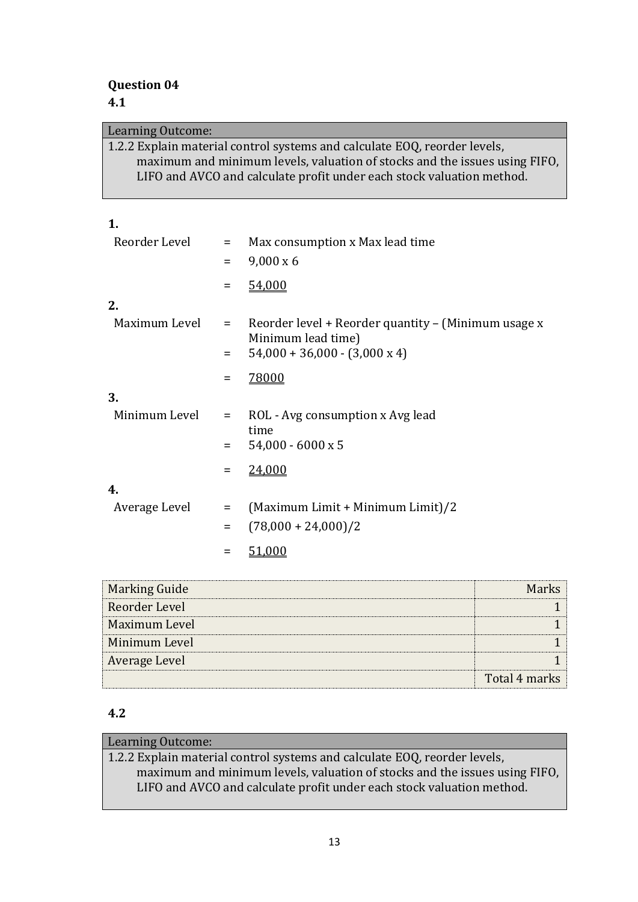**Question 04**

**4.1**

| Learning Outcome: |
|---|
| 1.2.2 Explain material control systems and calculate EOQ, reorder levels, maximum and minimum levels, valuation of stocks and the issues using FIFO, LIFO and AVCO and calculate profit under each stock valuation method. |

**1.**

| | | |
|---|---|---|
| Reorder Level | = | Max consumption x Max lead time |
| | = | 9,000 x 6 |
| | = | <u>54,000</u> |

**2.**

| | | |
|---|---|---|
| Maximum Level | = | Reorder level + Reorder quantity – (Minimum usage x Minimum lead time) |
| | = | 54,000 + 36,000 - (3,000 x 4) |
| | = | <u>78000</u> |

**3.**

| | | |
|---|---|---|
| Minimum Level | = | ROL - Avg consumption x Avg lead time |
| | = | 54,000 - 6000 x 5 |
| | = | <u>24,000</u> |

**4.**

| | | |
|---|---|---|
| Average Level | = | (Maximum Limit + Minimum Limit)/2 |
| | = | (78,000 + 24,000)/2 |
| | = | <u>51,000</u> |

| Marking Guide | Marks |
|---|---|
| Reorder Level | 1 |
| Maximum Level | 1 |
| Minimum Level | 1 |
| Average Level | 1 |
| | Total 4 marks |

**4.2**

| Learning Outcome: |
|---|
| 1.2.2 Explain material control systems and calculate EOQ, reorder levels, maximum and minimum levels, valuation of stocks and the issues using FIFO, LIFO and AVCO and calculate profit under each stock valuation method. |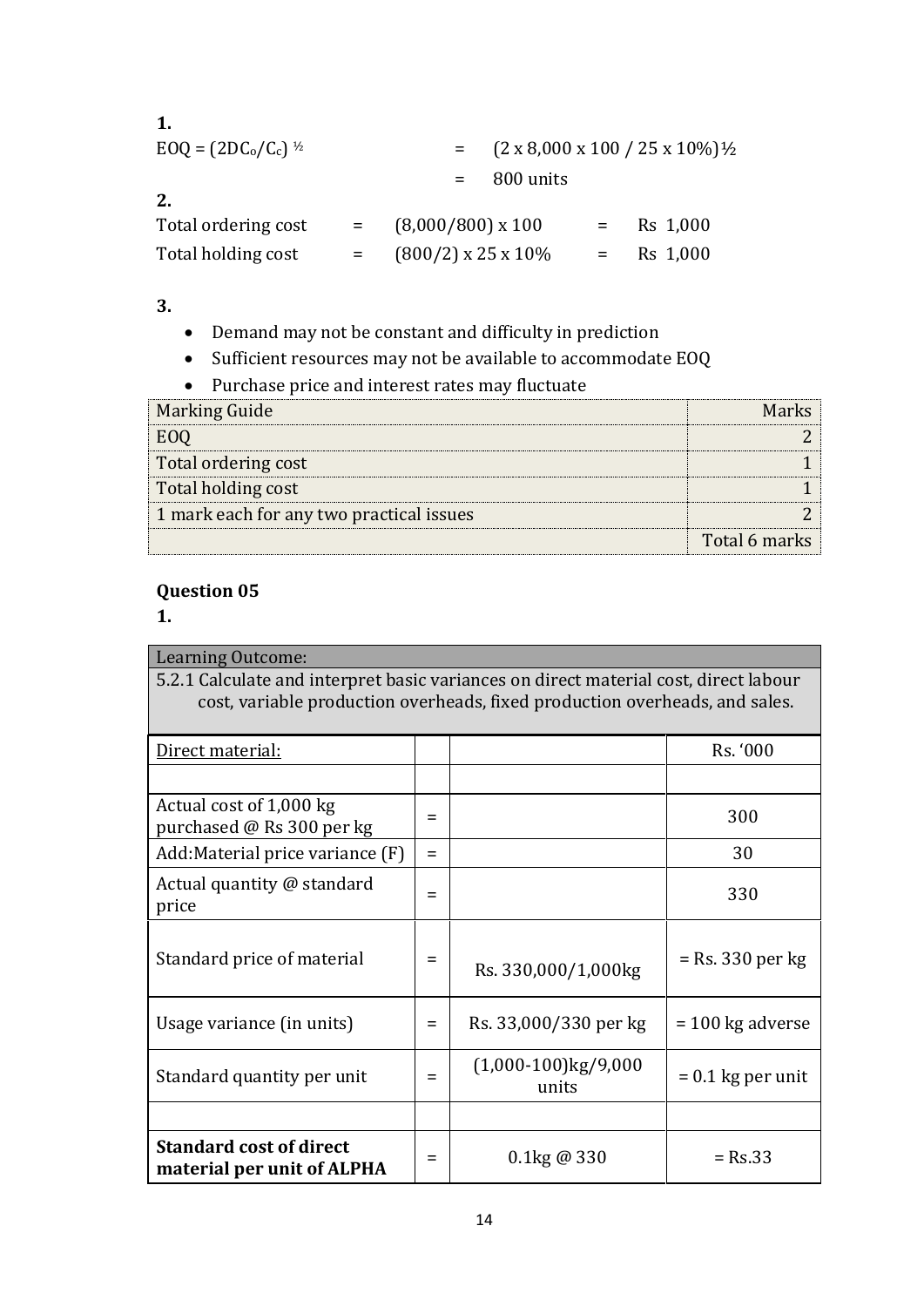**1.**

$EOQ = (2DC_o/C_c)^{½}$ $= (2 \times 8,000 \times 100 / 25 \times 10\%)^{½}$

$= 800$ units

**2.**

| | | | | |
|---|---|---|---|---|
| Total ordering cost | = | (8,000/800) x 100 | = | Rs 1,000 |
| Total holding cost | = | (800/2) x 25 x 10% | = | Rs 1,000 |

**3.**

- Demand may not be constant and difficulty in prediction
- Sufficient resources may not be available to accommodate EOQ
- Purchase price and interest rates may fluctuate

| Marking Guide | Marks |
|---|---|
| EOQ | 2 |
| Total ordering cost | 1 |
| Total holding cost | 1 |
| 1 mark each for any two practical issues | 2 |
| | Total 6 marks |

## Question 05

**1.**

| Learning Outcome: |
|---|
| 5.2.1 Calculate and interpret basic variances on direct material cost, direct labour cost, variable production overheads, fixed production overheads, and sales. |

| Direct material: | | | Rs. '000 |
|---|---|---|---|
| | | | |
| Actual cost of 1,000 kg purchased @ Rs 300 per kg | = | | 300 |
| Add:Material price variance (F) | = | | 30 |
| Actual quantity @ standard price | = | | 330 |
| Standard price of material | = | Rs. 330,000/1,000kg | = Rs. 330 per kg |
| Usage variance (in units) | = | Rs. 33,000/330 per kg | = 100 kg adverse |
| Standard quantity per unit | = | (1,000-100)kg/9,000 units | = 0.1 kg per unit |
| | | | |
| **Standard cost of direct material per unit of ALPHA** | = | 0.1kg @ 330 | = Rs.33 |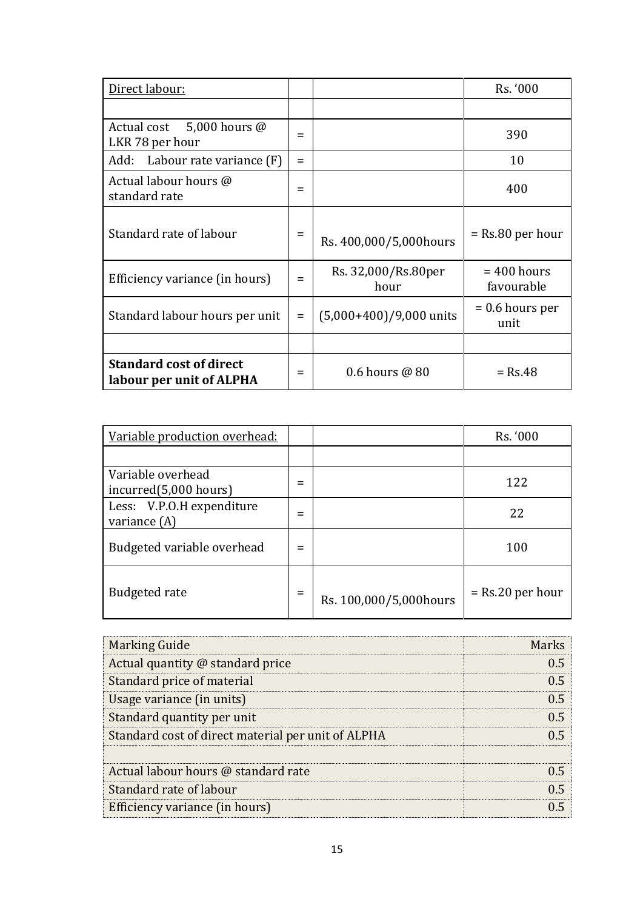| Direct labour: | | | Rs. '000 |
|---|---|---|---|
| | | | |
| Actual cost 5,000 hours @ LKR 78 per hour | = | | 390 |
| Add: Labour rate variance (F) | = | | 10 |
| Actual labour hours @ standard rate | = | | 400 |
| Standard rate of labour | = | Rs. 400,000/5,000hours | = Rs.80 per hour |
| Efficiency variance (in hours) | = | Rs. 32,000/Rs.80per hour | = 400 hours favourable |
| Standard labour hours per unit | = | (5,000+400)/9,000 units | = 0.6 hours per unit |
| | | | |
| **Standard cost of direct labour per unit of ALPHA** | = | 0.6 hours @ 80 | = Rs.48 |

| Variable production overhead: | | | Rs. '000 |
|---|---|---|---|
| | | | |
| Variable overhead incurred(5,000 hours) | = | | 122 |
| Less: V.P.O.H expenditure variance (A) | = | | 22 |
| Budgeted variable overhead | = | | 100 |
| Budgeted rate | = | Rs. 100,000/5,000hours | = Rs.20 per hour |

| Marking Guide | Marks |
|---|---|
| Actual quantity @ standard price | 0.5 |
| Standard price of material | 0.5 |
| Usage variance (in units) | 0.5 |
| Standard quantity per unit | 0.5 |
| Standard cost of direct material per unit of ALPHA | 0.5 |
| | |
| Actual labour hours @ standard rate | 0.5 |
| Standard rate of labour | 0.5 |
| Efficiency variance (in hours) | 0.5 |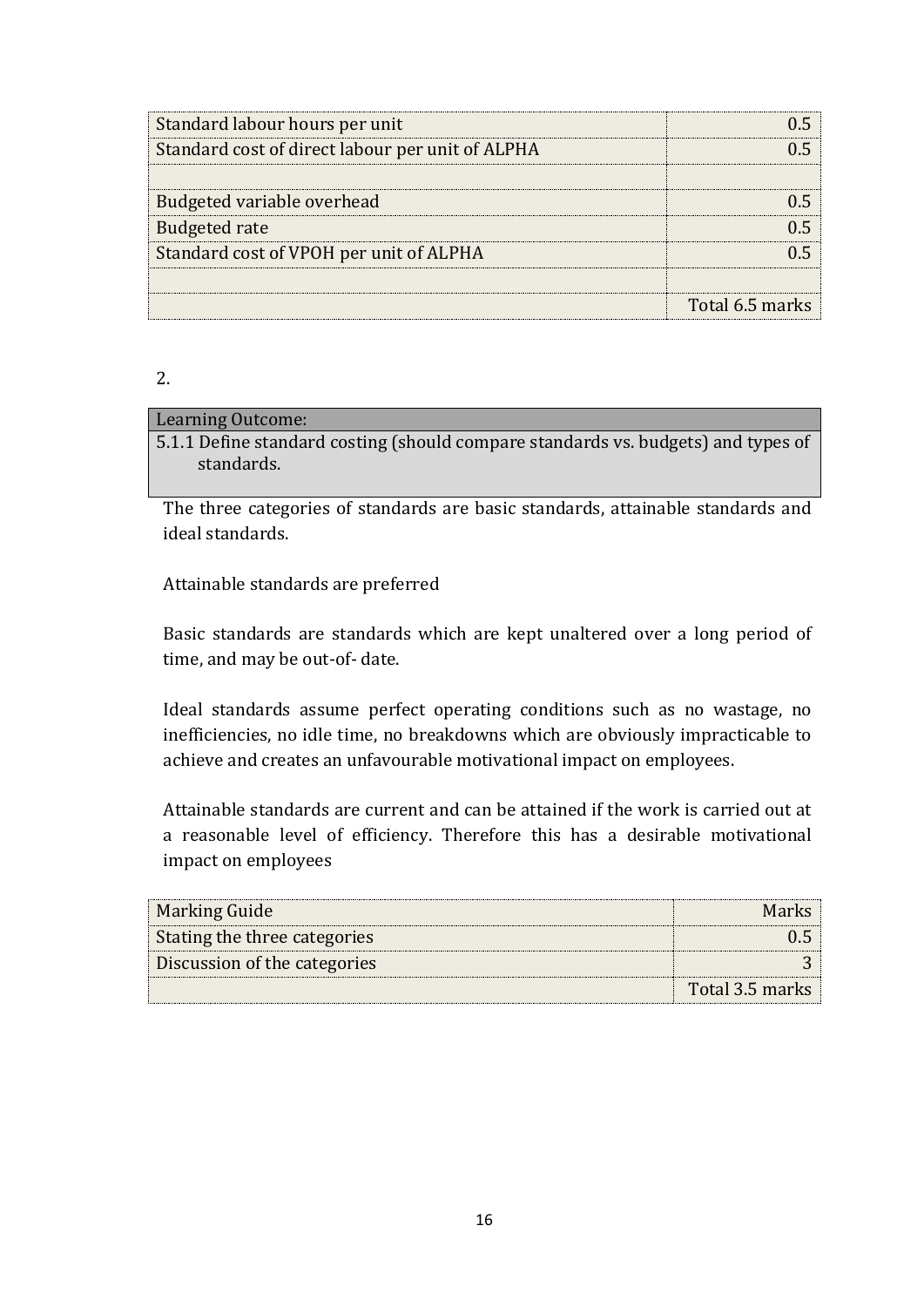| | |
|---|---|
| Standard labour hours per unit | 0.5 |
| Standard cost of direct labour per unit of ALPHA | 0.5 |
| | |
| Budgeted variable overhead | 0.5 |
| Budgeted rate | 0.5 |
| Standard cost of VPOH per unit of ALPHA | 0.5 |
| | |
| | Total 6.5 marks |

2.

| Learning Outcome: |
|---|
| 5.1.1 Define standard costing (should compare standards vs. budgets) and types of standards. |

The three categories of standards are basic standards, attainable standards and ideal standards.

Attainable standards are preferred

Basic standards are standards which are kept unaltered over a long period of time, and may be out-of- date.

Ideal standards assume perfect operating conditions such as no wastage, no inefficiencies, no idle time, no breakdowns which are obviously impracticable to achieve and creates an unfavourable motivational impact on employees.

Attainable standards are current and can be attained if the work is carried out at a reasonable level of efficiency. Therefore this has a desirable motivational impact on employees

| Marking Guide | Marks |
|---|---|
| Stating the three categories | 0.5 |
| Discussion of the categories | 3 |
| | Total 3.5 marks |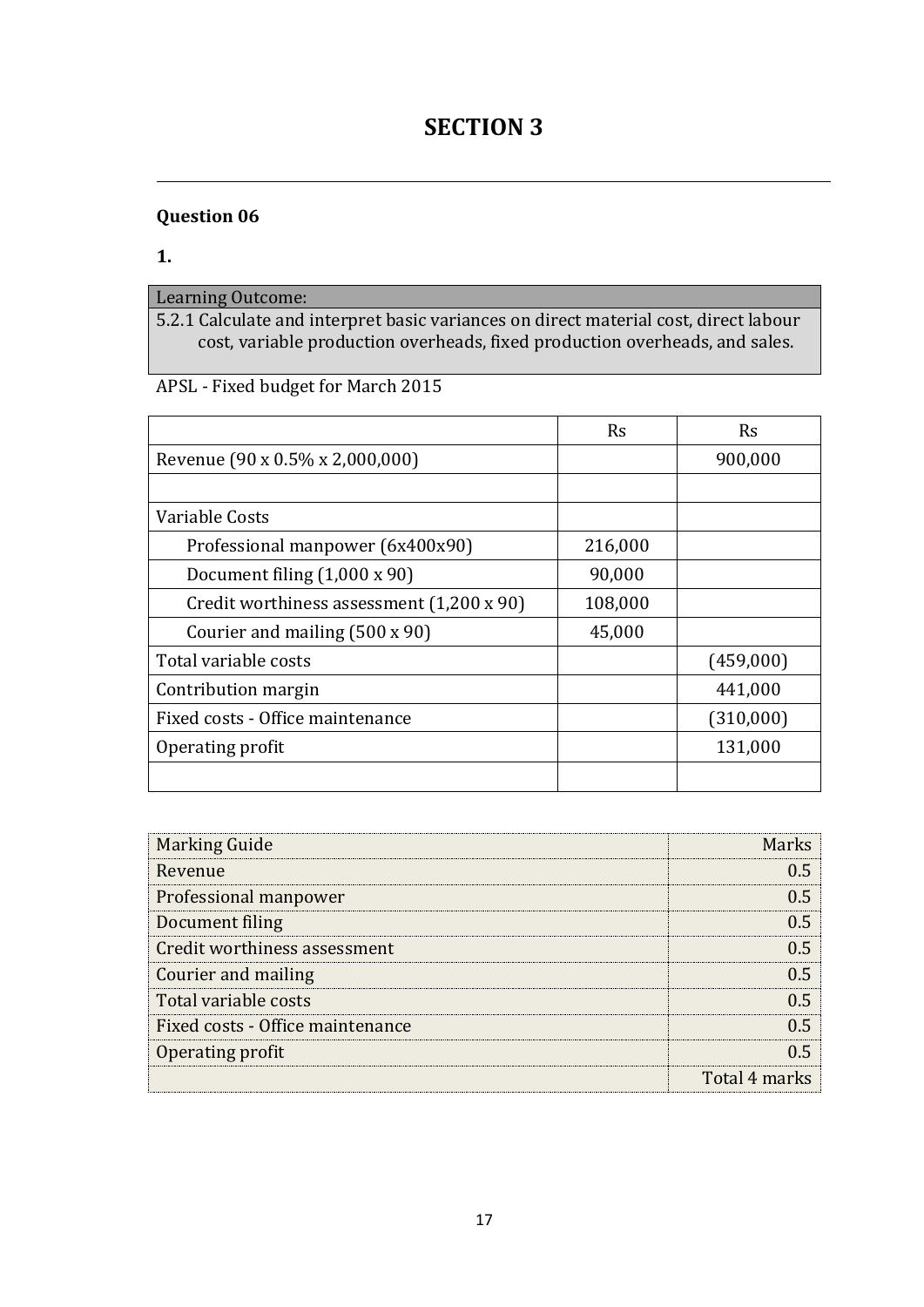# SECTION 3

### Question 06

**1.**

| Learning Outcome: |
|---|
| 5.2.1 Calculate and interpret basic variances on direct material cost, direct labour cost, variable production overheads, fixed production overheads, and sales. |

APSL - Fixed budget for March 2015

| | Rs | Rs |
|---|---|---|
| Revenue (90 x 0.5% x 2,000,000) | | 900,000 |
| | | |
| Variable Costs | | |
| Professional manpower (6x400x90) | 216,000 | |
| Document filing (1,000 x 90) | 90,000 | |
| Credit worthiness assessment (1,200 x 90) | 108,000 | |
| Courier and mailing (500 x 90) | 45,000 | |
| Total variable costs | | (459,000) |
| Contribution margin | | 441,000 |
| Fixed costs - Office maintenance | | (310,000) |
| Operating profit | | 131,000 |
| | | |

| Marking Guide | Marks |
|---|---|
| Revenue | 0.5 |
| Professional manpower | 0.5 |
| Document filing | 0.5 |
| Credit worthiness assessment | 0.5 |
| Courier and mailing | 0.5 |
| Total variable costs | 0.5 |
| Fixed costs - Office maintenance | 0.5 |
| Operating profit | 0.5 |
| | Total 4 marks |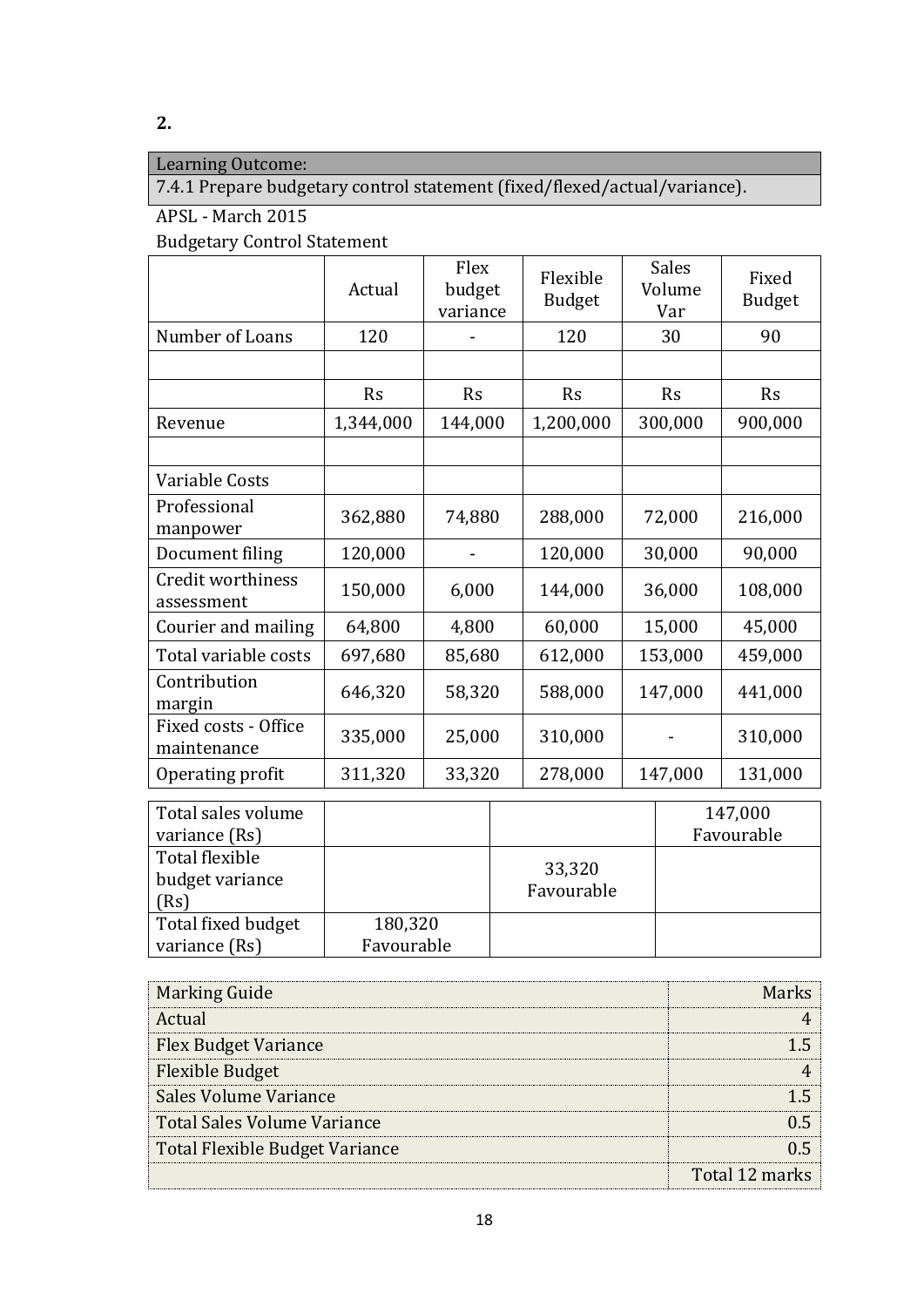**2.**

| Learning Outcome: |
| --- |
| 7.4.1 Prepare budgetary control statement (fixed/flexed/actual/variance). |

APSL - March 2015

Budgetary Control Statement

| | Actual | Flex budget variance | Flexible Budget | Sales Volume Var | Fixed Budget |
| --- | --- | --- | --- | --- | --- |
| Number of Loans | 120 | - | 120 | 30 | 90 |
| | | | | | |
| | Rs | Rs | Rs | Rs | Rs |
| Revenue | 1,344,000 | 144,000 | 1,200,000 | 300,000 | 900,000 |
| | | | | | |
| Variable Costs | | | | | |
| Professional manpower | 362,880 | 74,880 | 288,000 | 72,000 | 216,000 |
| Document filing | 120,000 | - | 120,000 | 30,000 | 90,000 |
| Credit worthiness assessment | 150,000 | 6,000 | 144,000 | 36,000 | 108,000 |
| Courier and mailing | 64,800 | 4,800 | 60,000 | 15,000 | 45,000 |
| Total variable costs | 697,680 | 85,680 | 612,000 | 153,000 | 459,000 |
| Contribution margin | 646,320 | 58,320 | 588,000 | 147,000 | 441,000 |
| Fixed costs - Office maintenance | 335,000 | 25,000 | 310,000 | - | 310,000 |
| Operating profit | 311,320 | 33,320 | 278,000 | 147,000 | 131,000 |

| | | | |
| --- | --- | --- | --- |
| Total sales volume variance (Rs) | | | 147,000 Favourable |
| Total flexible budget variance (Rs) | | 33,320 Favourable | |
| Total fixed budget variance (Rs) | 180,320 Favourable | | |

| Marking Guide | Marks |
| --- | --- |
| Actual | 4 |
| Flex Budget Variance | 1.5 |
| Flexible Budget | 4 |
| Sales Volume Variance | 1.5 |
| Total Sales Volume Variance | 0.5 |
| Total Flexible Budget Variance | 0.5 |
| | Total 12 marks |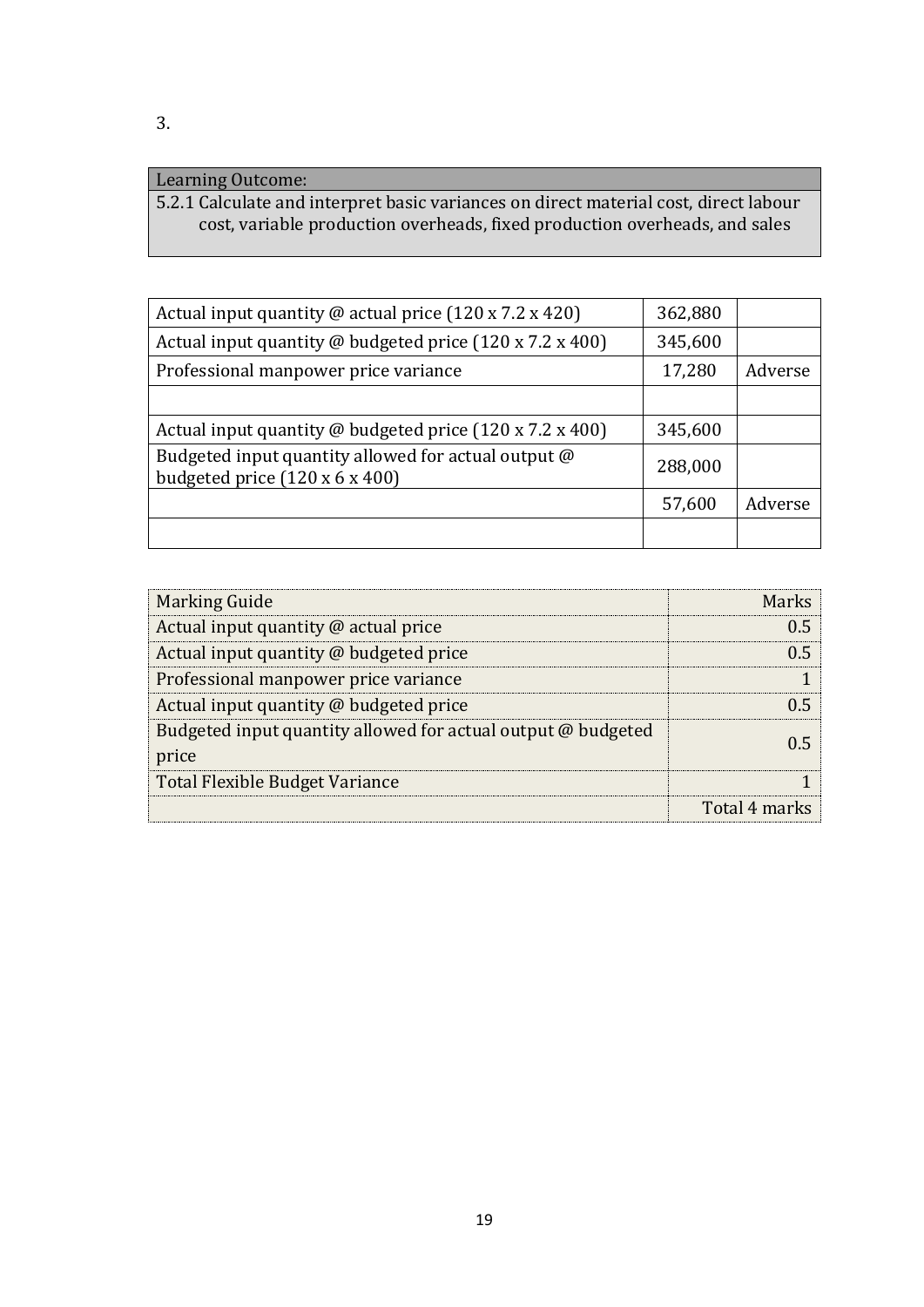3.

| Learning Outcome: |
| --- |
| 5.2.1 Calculate and interpret basic variances on direct material cost, direct labour cost, variable production overheads, fixed production overheads, and sales |

| | | |
| --- | --- | --- |
| Actual input quantity @ actual price (120 x 7.2 x 420) | 362,880 | |
| Actual input quantity @ budgeted price (120 x 7.2 x 400) | 345,600 | |
| Professional manpower price variance | 17,280 | Adverse |
| | | |
| Actual input quantity @ budgeted price (120 x 7.2 x 400) | 345,600 | |
| Budgeted input quantity allowed for actual output @ budgeted price (120 x 6 x 400) | 288,000 | |
| | 57,600 | Adverse |
| | | |

| Marking Guide | Marks |
| --- | --- |
| Actual input quantity @ actual price | 0.5 |
| Actual input quantity @ budgeted price | 0.5 |
| Professional manpower price variance | 1 |
| Actual input quantity @ budgeted price | 0.5 |
| Budgeted input quantity allowed for actual output @ budgeted price | 0.5 |
| Total Flexible Budget Variance | 1 |
| | Total 4 marks |